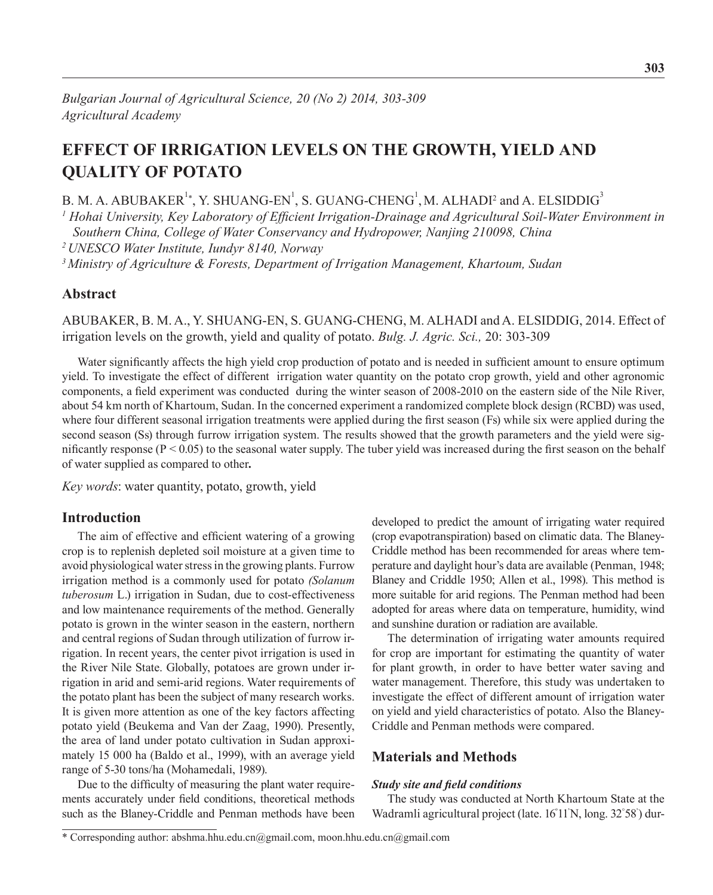*Bulgarian Journal of Agricultural Science, 20 (No 2) 2014, 303-309*
*Agricultural Academy*

# EFFECT OF IRRIGATION LEVELS ON THE GROWTH, YIELD AND QUALITY OF POTATO

B. M. A. ABUBAKER[1*], Y. SHUANG-EN[1], S. GUANG-CHENG[1], M. ALHADI[2] and A. ELSIDDIG[3]

*[1] Hohai University, Key Laboratory of Efficient Irrigation-Drainage and Agricultural Soil-Water Environment in Southern China, College of Water Conservancy and Hydropower, Nanjing 210098, China*
*[2] UNESCO Water Institute, Iundyr 8140, Norway*
*[3] Ministry of Agriculture & Forests, Department of Irrigation Management, Khartoum, Sudan*

## Abstract

ABUBAKER, B. M. A., Y. SHUANG-EN, S. GUANG-CHENG, M. ALHADI and A. ELSIDDIG, 2014. Effect of irrigation levels on the growth, yield and quality of potato. *Bulg. J. Agric. Sci.,* 20: 303-309

Water significantly affects the high yield crop production of potato and is needed in sufficient amount to ensure optimum yield. To investigate the effect of different irrigation water quantity on the potato crop growth, yield and other agronomic components, a field experiment was conducted during the winter season of 2008-2010 on the eastern side of the Nile River, about 54 km north of Khartoum, Sudan. In the concerned experiment a randomized complete block design (RCBD) was used, where four different seasonal irrigation treatments were applied during the first season (Fs) while six were applied during the second season (Ss) through furrow irrigation system. The results showed that the growth parameters and the yield were significantly response ($P < 0.05$) to the seasonal water supply. The tuber yield was increased during the first season on the behalf of water supplied as compared to other**.**

*Key words*: water quantity, potato, growth, yield

## Introduction

The aim of effective and efficient watering of a growing crop is to replenish depleted soil moisture at a given time to avoid physiological water stress in the growing plants. Furrow irrigation method is a commonly used for potato *(Solanum tuberosum* L.) irrigation in Sudan, due to cost-effectiveness and low maintenance requirements of the method. Generally potato is grown in the winter season in the eastern, northern and central regions of Sudan through utilization of furrow irrigation. In recent years, the center pivot irrigation is used in the River Nile State. Globally, potatoes are grown under irrigation in arid and semi-arid regions. Water requirements of the potato plant has been the subject of many research works. It is given more attention as one of the key factors affecting potato yield (Beukema and Van der Zaag, 1990). Presently, the area of land under potato cultivation in Sudan approximately 15 000 ha (Baldo et al., 1999), with an average yield range of 5-30 tons/ha (Mohamedali, 1989).

Due to the difficulty of measuring the plant water requirements accurately under field conditions, theoretical methods such as the Blaney-Criddle and Penman methods have been developed to predict the amount of irrigating water required (crop evapotranspiration) based on climatic data. The Blaney-Criddle method has been recommended for areas where temperature and daylight hour's data are available (Penman, 1948; Blaney and Criddle 1950; Allen et al., 1998). This method is more suitable for arid regions. The Penman method had been adopted for areas where data on temperature, humidity, wind and sunshine duration or radiation are available.

The determination of irrigating water amounts required for crop are important for estimating the quantity of water for plant growth, in order to have better water saving and water management. Therefore, this study was undertaken to investigate the effect of different amount of irrigation water on yield and yield characteristics of potato. Also the Blaney-Criddle and Penman methods were compared.

## Materials and Methods

### *Study site and field conditions*

The study was conducted at North Khartoum State at the Wadramli agricultural project (late. 16°11'N, long. 32°58') dur-

* Corresponding author: abshma.hhu.edu.cn@gmail.com, moon.hhu.edu.cn@gmail.com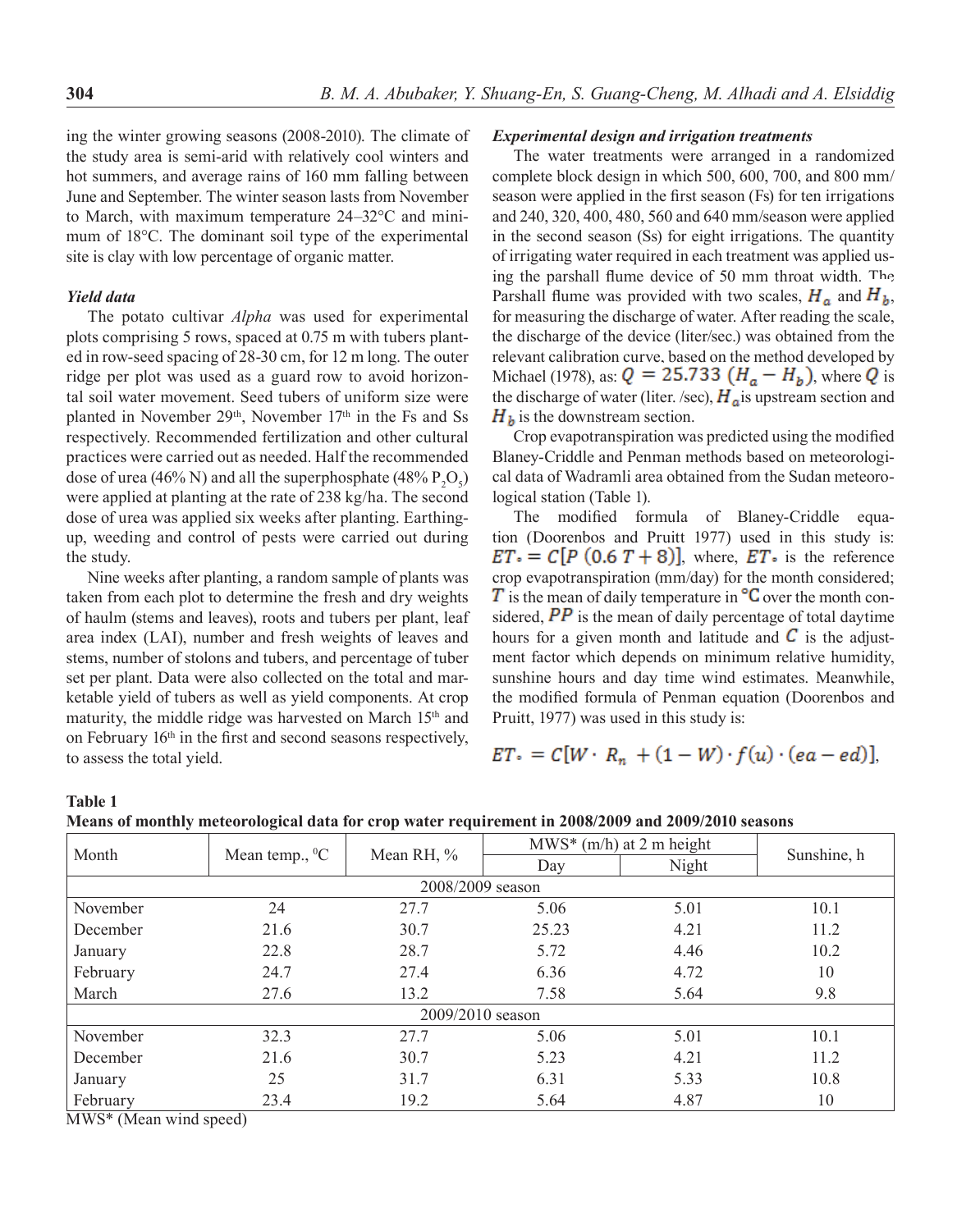ing the winter growing seasons (2008-2010). The climate of the study area is semi-arid with relatively cool winters and hot summers, and average rains of 160 mm falling between June and September. The winter season lasts from November to March, with maximum temperature 24–32°C and minimum of 18°C. The dominant soil type of the experimental site is clay with low percentage of organic matter.

***Yield data***

The potato cultivar *Alpha* was used for experimental plots comprising 5 rows, spaced at 0.75 m with tubers planted in row-seed spacing of 28-30 cm, for 12 m long. The outer ridge per plot was used as a guard row to avoid horizontal soil water movement. Seed tubers of uniform size were planted in November 29th, November 17th in the Fs and Ss respectively. Recommended fertilization and other cultural practices were carried out as needed. Half the recommended dose of urea (46% N) and all the superphosphate (48% $P_2O_5$) were applied at planting at the rate of 238 kg/ha. The second dose of urea was applied six weeks after planting. Earthing-up, weeding and control of pests were carried out during the study.

Nine weeks after planting, a random sample of plants was taken from each plot to determine the fresh and dry weights of haulm (stems and leaves), roots and tubers per plant, leaf area index (LAI), number and fresh weights of leaves and stems, number of stolons and tubers, and percentage of tuber set per plant. Data were also collected on the total and marketable yield of tubers as well as yield components. At crop maturity, the middle ridge was harvested on March 15th and on February 16th in the first and second seasons respectively, to assess the total yield.

***Experimental design and irrigation treatments***

The water treatments were arranged in a randomized complete block design in which 500, 600, 700, and 800 mm/season were applied in the first season (Fs) for ten irrigations and 240, 320, 400, 480, 560 and 640 mm/season were applied in the second season (Ss) for eight irrigations. The quantity of irrigating water required in each treatment was applied using the parshall flume device of 50 mm throat width. The Parshall flume was provided with two scales, $H_a$ and $H_b$, for measuring the discharge of water. After reading the scale, the discharge of the device (liter/sec.) was obtained from the relevant calibration curve, based on the method developed by Michael (1978), as: $Q = 25.733\ (H_a - H_b)$, where $Q$ is the discharge of water (liter. /sec), $H_a$ is upstream section and $H_b$ is the downstream section.

Crop evapotranspiration was predicted using the modified Blaney-Criddle and Penman methods based on meteorological data of Wadramli area obtained from the Sudan meteorological station (Table 1).

The modified formula of Blaney-Criddle equation (Doorenbos and Pruitt 1977) used in this study is: $ET_\circ = C[P\ (0.6\ T + 8)]$, where, $ET_\circ$ is the reference crop evapotranspiration (mm/day) for the month considered; $T$ is the mean of daily temperature in °C over the month considered, $PP$ is the mean of daily percentage of total daytime hours for a given month and latitude and $C$ is the adjustment factor which depends on minimum relative humidity, sunshine hours and day time wind estimates. Meanwhile, the modified formula of Penman equation (Doorenbos and Pruitt, 1977) was used in this study is:

$$ET_\circ = C[W \cdot R_n + (1 - W) \cdot f(u) \cdot (ea - ed)],$$

**Table 1**
**Means of monthly meteorological data for crop water requirement in 2008/2009 and 2009/2010 seasons**

| Month | Mean temp., °C | Mean RH, % | MWS* (m/h) at 2 m height | | Sunshine, h |
|---|---|---|---|---|---|
| | | | Day | Night | |
| 2008/2009 season | | | | | |
| November | 24 | 27.7 | 5.06 | 5.01 | 10.1 |
| December | 21.6 | 30.7 | 25.23 | 4.21 | 11.2 |
| January | 22.8 | 28.7 | 5.72 | 4.46 | 10.2 |
| February | 24.7 | 27.4 | 6.36 | 4.72 | 10 |
| March | 27.6 | 13.2 | 7.58 | 5.64 | 9.8 |
| 2009/2010 season | | | | | |
| November | 32.3 | 27.7 | 5.06 | 5.01 | 10.1 |
| December | 21.6 | 30.7 | 5.23 | 4.21 | 11.2 |
| January | 25 | 31.7 | 6.31 | 5.33 | 10.8 |
| February | 23.4 | 19.2 | 5.64 | 4.87 | 10 |

MWS* (Mean wind speed)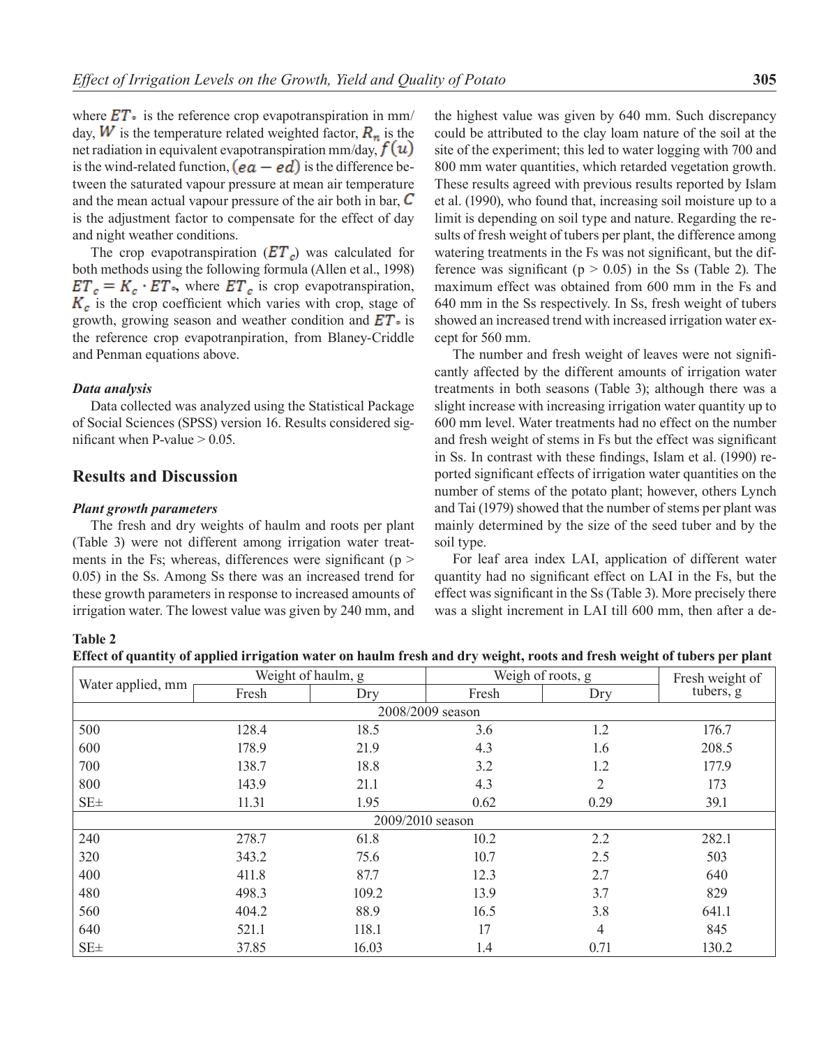where $ET_{\circ}$ is the reference crop evapotranspiration in mm/day, $W$ is the temperature related weighted factor, $R_n$ is the net radiation in equivalent evapotranspiration mm/day, $f(u)$ is the wind-related function, $(ea - ed)$ is the difference between the saturated vapour pressure at mean air temperature and the mean actual vapour pressure of the air both in bar, $C$ is the adjustment factor to compensate for the effect of day and night weather conditions.

The crop evapotranspiration ($ET_c$) was calculated for both methods using the following formula (Allen et al., 1998) $ET_c = K_c \cdot ET_{\circ}$, where $ET_c$ is crop evapotranspiration, $K_c$ is the crop coefficient which varies with crop, stage of growth, growing season and weather condition and $ET_{\circ}$ is the reference crop evapotranpiration, from Blaney-Criddle and Penman equations above.

### *Data analysis*

Data collected was analyzed using the Statistical Package of Social Sciences (SPSS) version 16. Results considered significant when P-value > 0.05.

## Results and Discussion

### *Plant growth parameters*

The fresh and dry weights of haulm and roots per plant (Table 3) were not different among irrigation water treatments in the Fs; whereas, differences were significant ($p > 0.05$) in the Ss. Among Ss there was an increased trend for these growth parameters in response to increased amounts of irrigation water. The lowest value was given by 240 mm, and the highest value was given by 640 mm. Such discrepancy could be attributed to the clay loam nature of the soil at the site of the experiment; this led to water logging with 700 and 800 mm water quantities, which retarded vegetation growth. These results agreed with previous results reported by Islam et al. (1990), who found that, increasing soil moisture up to a limit is depending on soil type and nature. Regarding the results of fresh weight of tubers per plant, the difference among watering treatments in the Fs was not significant, but the difference was significant ($p > 0.05$) in the Ss (Table 2). The maximum effect was obtained from 600 mm in the Fs and 640 mm in the Ss respectively. In Ss, fresh weight of tubers showed an increased trend with increased irrigation water except for 560 mm.

The number and fresh weight of leaves were not significantly affected by the different amounts of irrigation water treatments in both seasons (Table 3); although there was a slight increase with increasing irrigation water quantity up to 600 mm level. Water treatments had no effect on the number and fresh weight of stems in Fs but the effect was significant in Ss. In contrast with these findings, Islam et al. (1990) reported significant effects of irrigation water quantities on the number of stems of the potato plant; however, others Lynch and Tai (1979) showed that the number of stems per plant was mainly determined by the size of the seed tuber and by the soil type.

For leaf area index LAI, application of different water quantity had no significant effect on LAI in the Fs, but the effect was significant in the Ss (Table 3). More precisely there was a slight increment in LAI till 600 mm, then after a de-

**Table 2**

**Effect of quantity of applied irrigation water on haulm fresh and dry weight, roots and fresh weight of tubers per plant**

| Water applied, mm | Weight of haulm, g | | Weigh of roots, g | | Fresh weight of tubers, g |
|---|---|---|---|---|---|
| | Fresh | Dry | Fresh | Dry | |
| 2008/2009 season | | | | | |
| 500 | 128.4 | 18.5 | 3.6 | 1.2 | 176.7 |
| 600 | 178.9 | 21.9 | 4.3 | 1.6 | 208.5 |
| 700 | 138.7 | 18.8 | 3.2 | 1.2 | 177.9 |
| 800 | 143.9 | 21.1 | 4.3 | 2 | 173 |
| SE± | 11.31 | 1.95 | 0.62 | 0.29 | 39.1 |
| 2009/2010 season | | | | | |
| 240 | 278.7 | 61.8 | 10.2 | 2.2 | 282.1 |
| 320 | 343.2 | 75.6 | 10.7 | 2.5 | 503 |
| 400 | 411.8 | 87.7 | 12.3 | 2.7 | 640 |
| 480 | 498.3 | 109.2 | 13.9 | 3.7 | 829 |
| 560 | 404.2 | 88.9 | 16.5 | 3.8 | 641.1 |
| 640 | 521.1 | 118.1 | 17 | 4 | 845 |
| SE± | 37.85 | 16.03 | 1.4 | 0.71 | 130.2 |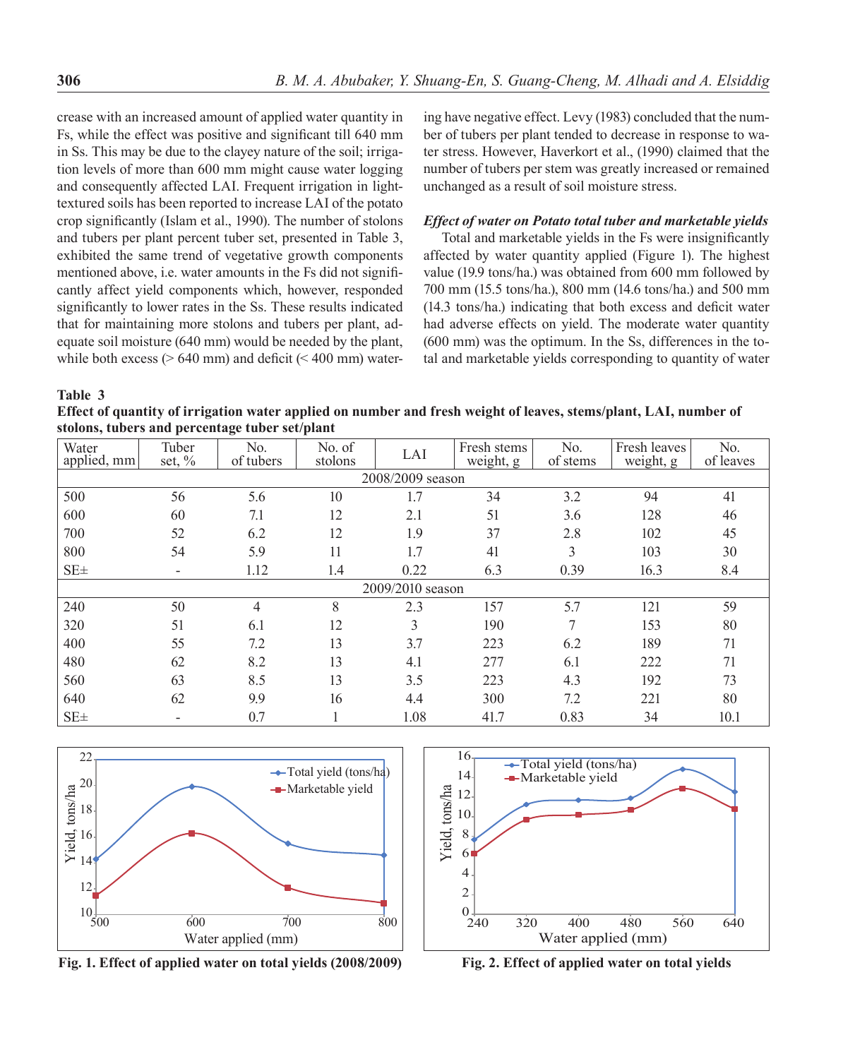crease with an increased amount of applied water quantity in Fs, while the effect was positive and significant till 640 mm in Ss. This may be due to the clayey nature of the soil; irrigation levels of more than 600 mm might cause water logging and consequently affected LAI. Frequent irrigation in light-textured soils has been reported to increase LAI of the potato crop significantly (Islam et al., 1990). The number of stolons and tubers per plant percent tuber set, presented in Table 3, exhibited the same trend of vegetative growth components mentioned above, i.e. water amounts in the Fs did not significantly affect yield components which, however, responded significantly to lower rates in the Ss. These results indicated that for maintaining more stolons and tubers per plant, adequate soil moisture (640 mm) would be needed by the plant, while both excess (> 640 mm) and deficit (< 400 mm) watering have negative effect. Levy (1983) concluded that the number of tubers per plant tended to decrease in response to water stress. However, Haverkort et al., (1990) claimed that the number of tubers per stem was greatly increased or remained unchanged as a result of soil moisture stress.

***Effect of water on Potato total tuber and marketable yields***

Total and marketable yields in the Fs were insignificantly affected by water quantity applied (Figure 1). The highest value (19.9 tons/ha.) was obtained from 600 mm followed by 700 mm (15.5 tons/ha.), 800 mm (14.6 tons/ha.) and 500 mm (14.3 tons/ha.) indicating that both excess and deficit water had adverse effects on yield. The moderate water quantity (600 mm) was the optimum. In the Ss, differences in the total and marketable yields corresponding to quantity of water

**Table 3**
**Effect of quantity of irrigation water applied on number and fresh weight of leaves, stems/plant, LAI, number of stolons, tubers and percentage tuber set/plant**

| Water applied, mm | Tuber set, % | No. of tubers | No. of stolons | LAI | Fresh stems weight, g | No. of stems | Fresh leaves weight, g | No. of leaves |
|---|---|---|---|---|---|---|---|---|
| 2008/2009 season | | | | | | | | |
| 500 | 56 | 5.6 | 10 | 1.7 | 34 | 3.2 | 94 | 41 |
| 600 | 60 | 7.1 | 12 | 2.1 | 51 | 3.6 | 128 | 46 |
| 700 | 52 | 6.2 | 12 | 1.9 | 37 | 2.8 | 102 | 45 |
| 800 | 54 | 5.9 | 11 | 1.7 | 41 | 3 | 103 | 30 |
| SE± | - | 1.12 | 1.4 | 0.22 | 6.3 | 0.39 | 16.3 | 8.4 |
| 2009/2010 season | | | | | | | | |
| 240 | 50 | 4 | 8 | 2.3 | 157 | 5.7 | 121 | 59 |
| 320 | 51 | 6.1 | 12 | 3 | 190 | 7 | 153 | 80 |
| 400 | 55 | 7.2 | 13 | 3.7 | 223 | 6.2 | 189 | 71 |
| 480 | 62 | 8.2 | 13 | 4.1 | 277 | 6.1 | 222 | 71 |
| 560 | 63 | 8.5 | 13 | 3.5 | 223 | 4.3 | 192 | 73 |
| 640 | 62 | 9.9 | 16 | 4.4 | 300 | 7.2 | 221 | 80 |
| SE± | - | 0.7 | 1 | 1.08 | 41.7 | 0.83 | 34 | 10.1 |

**Fig. 1. Effect of applied water on total yields (2008/2009)**

**Fig. 2. Effect of applied water on total yields**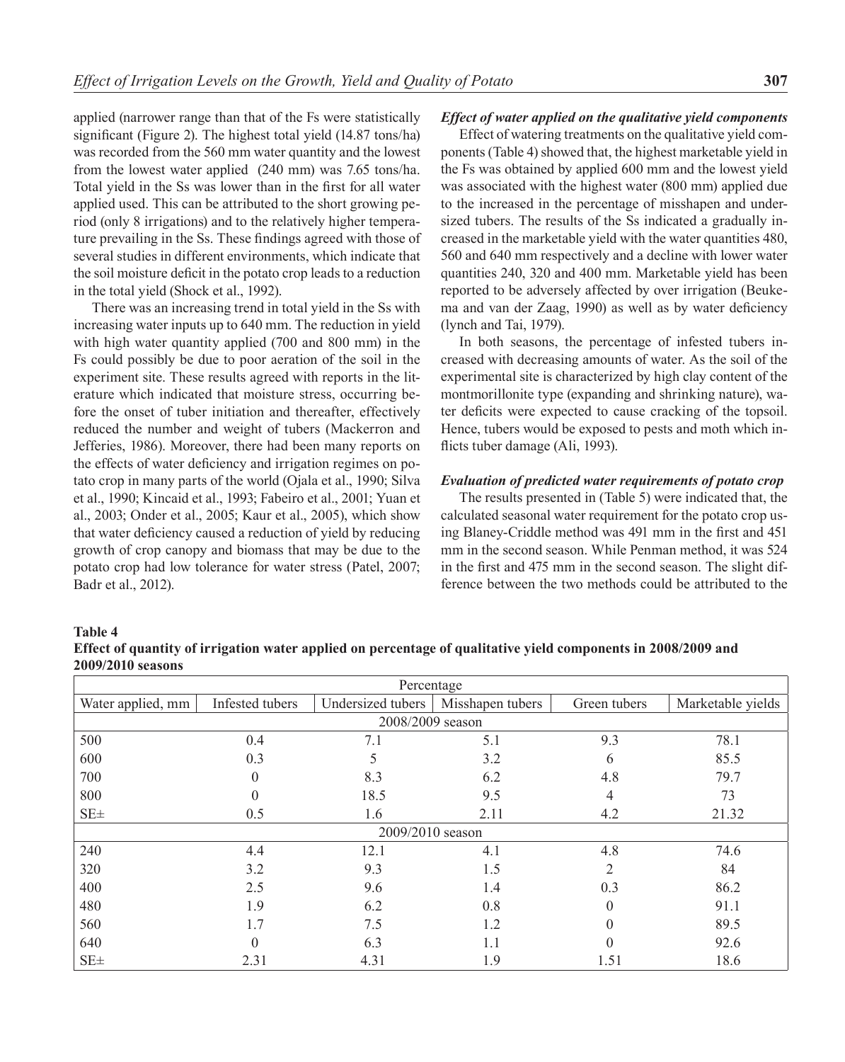applied (narrower range than that of the Fs were statistically significant (Figure 2). The highest total yield (14.87 tons/ha) was recorded from the 560 mm water quantity and the lowest from the lowest water applied (240 mm) was 7.65 tons/ha. Total yield in the Ss was lower than in the first for all water applied used. This can be attributed to the short growing period (only 8 irrigations) and to the relatively higher temperature prevailing in the Ss. These findings agreed with those of several studies in different environments, which indicate that the soil moisture deficit in the potato crop leads to a reduction in the total yield (Shock et al., 1992).

There was an increasing trend in total yield in the Ss with increasing water inputs up to 640 mm. The reduction in yield with high water quantity applied (700 and 800 mm) in the Fs could possibly be due to poor aeration of the soil in the experiment site. These results agreed with reports in the literature which indicated that moisture stress, occurring before the onset of tuber initiation and thereafter, effectively reduced the number and weight of tubers (Mackerron and Jefferies, 1986). Moreover, there had been many reports on the effects of water deficiency and irrigation regimes on potato crop in many parts of the world (Ojala et al., 1990; Silva et al., 1990; Kincaid et al., 1993; Fabeiro et al., 2001; Yuan et al., 2003; Onder et al., 2005; Kaur et al., 2005), which show that water deficiency caused a reduction of yield by reducing growth of crop canopy and biomass that may be due to the potato crop had low tolerance for water stress (Patel, 2007; Badr et al., 2012).

### *Effect of water applied on the qualitative yield components*

Effect of watering treatments on the qualitative yield components (Table 4) showed that, the highest marketable yield in the Fs was obtained by applied 600 mm and the lowest yield was associated with the highest water (800 mm) applied due to the increased in the percentage of misshapen and undersized tubers. The results of the Ss indicated a gradually increased in the marketable yield with the water quantities 480, 560 and 640 mm respectively and a decline with lower water quantities 240, 320 and 400 mm. Marketable yield has been reported to be adversely affected by over irrigation (Beukema and van der Zaag, 1990) as well as by water deficiency (lynch and Tai, 1979).

In both seasons, the percentage of infested tubers increased with decreasing amounts of water. As the soil of the experimental site is characterized by high clay content of the montmorillonite type (expanding and shrinking nature), water deficits were expected to cause cracking of the topsoil. Hence, tubers would be exposed to pests and moth which inflicts tuber damage (Ali, 1993).

### *Evaluation of predicted water requirements of potato crop*

The results presented in (Table 5) were indicated that, the calculated seasonal water requirement for the potato crop using Blaney-Criddle method was 491 mm in the first and 451 mm in the second season. While Penman method, it was 524 in the first and 475 mm in the second season. The slight difference between the two methods could be attributed to the

**Table 4**
**Effect of quantity of irrigation water applied on percentage of qualitative yield components in 2008/2009 and 2009/2010 seasons**

| | Percentage | | | | |
|---|---|---|---|---|---|
| Water applied, mm | Infested tubers | Undersized tubers | Misshapen tubers | Green tubers | Marketable yields |
| 2008/2009 season | | | | | |
| 500 | 0.4 | 7.1 | 5.1 | 9.3 | 78.1 |
| 600 | 0.3 | 5 | 3.2 | 6 | 85.5 |
| 700 | 0 | 8.3 | 6.2 | 4.8 | 79.7 |
| 800 | 0 | 18.5 | 9.5 | 4 | 73 |
| SE± | 0.5 | 1.6 | 2.11 | 4.2 | 21.32 |
| 2009/2010 season | | | | | |
| 240 | 4.4 | 12.1 | 4.1 | 4.8 | 74.6 |
| 320 | 3.2 | 9.3 | 1.5 | 2 | 84 |
| 400 | 2.5 | 9.6 | 1.4 | 0.3 | 86.2 |
| 480 | 1.9 | 6.2 | 0.8 | 0 | 91.1 |
| 560 | 1.7 | 7.5 | 1.2 | 0 | 89.5 |
| 640 | 0 | 6.3 | 1.1 | 0 | 92.6 |
| SE± | 2.31 | 4.31 | 1.9 | 1.51 | 18.6 |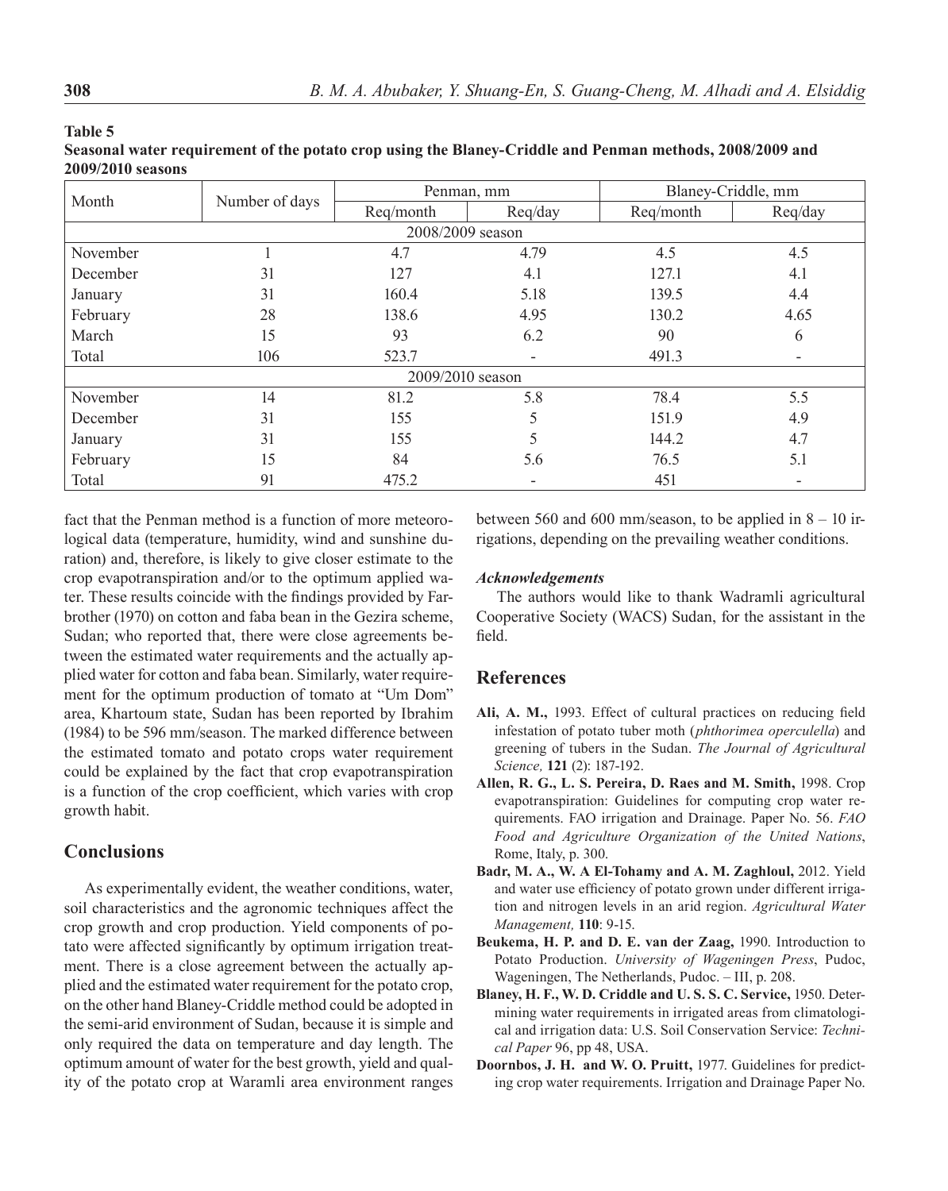**Table 5**
**Seasonal water requirement of the potato crop using the Blaney-Criddle and Penman methods, 2008/2009 and 2009/2010 seasons**

| Month | Number of days | Penman, mm | | Blaney-Criddle, mm | |
|---|---|---|---|---|---|
| | | Req/month | Req/day | Req/month | Req/day |
| 2008/2009 season | | | | | |
| November | 1 | 4.7 | 4.79 | 4.5 | 4.5 |
| December | 31 | 127 | 4.1 | 127.1 | 4.1 |
| January | 31 | 160.4 | 5.18 | 139.5 | 4.4 |
| February | 28 | 138.6 | 4.95 | 130.2 | 4.65 |
| March | 15 | 93 | 6.2 | 90 | 6 |
| Total | 106 | 523.7 | - | 491.3 | - |
| 2009/2010 season | | | | | |
| November | 14 | 81.2 | 5.8 | 78.4 | 5.5 |
| December | 31 | 155 | 5 | 151.9 | 4.9 |
| January | 31 | 155 | 5 | 144.2 | 4.7 |
| February | 15 | 84 | 5.6 | 76.5 | 5.1 |
| Total | 91 | 475.2 | - | 451 | - |

fact that the Penman method is a function of more meteorological data (temperature, humidity, wind and sunshine duration) and, therefore, is likely to give closer estimate to the crop evapotranspiration and/or to the optimum applied water. These results coincide with the findings provided by Farbrother (1970) on cotton and faba bean in the Gezira scheme, Sudan; who reported that, there were close agreements between the estimated water requirements and the actually applied water for cotton and faba bean. Similarly, water requirement for the optimum production of tomato at "Um Dom" area, Khartoum state, Sudan has been reported by Ibrahim (1984) to be 596 mm/season. The marked difference between the estimated tomato and potato crops water requirement could be explained by the fact that crop evapotranspiration is a function of the crop coefficient, which varies with crop growth habit.

## Conclusions

As experimentally evident, the weather conditions, water, soil characteristics and the agronomic techniques affect the crop growth and crop production. Yield components of potato were affected significantly by optimum irrigation treatment. There is a close agreement between the actually applied and the estimated water requirement for the potato crop, on the other hand Blaney-Criddle method could be adopted in the semi-arid environment of Sudan, because it is simple and only required the data on temperature and day length. The optimum amount of water for the best growth, yield and quality of the potato crop at Waramli area environment ranges between 560 and 600 mm/season, to be applied in 8 – 10 irrigations, depending on the prevailing weather conditions.

### *Acknowledgements*

The authors would like to thank Wadramli agricultural Cooperative Society (WACS) Sudan, for the assistant in the field.

## References

**Ali, A. M.,** 1993. Effect of cultural practices on reducing field infestation of potato tuber moth (*phthorimea operculella*) and greening of tubers in the Sudan. *The Journal of Agricultural Science,* **121** (2): 187-192.

**Allen, R. G., L. S. Pereira, D. Raes and M. Smith,** 1998. Crop evapotranspiration: Guidelines for computing crop water requirements. FAO irrigation and Drainage. Paper No. 56. *FAO Food and Agriculture Organization of the United Nations*, Rome, Italy, p. 300.

**Badr, M. A., W. A El-Tohamy and A. M. Zaghloul,** 2012. Yield and water use efficiency of potato grown under different irrigation and nitrogen levels in an arid region. *Agricultural Water Management,* **110**: 9-15.

**Beukema, H. P. and D. E. van der Zaag,** 1990. Introduction to Potato Production. *University of Wageningen Press*, Pudoc, Wageningen, The Netherlands, Pudoc. – III, p. 208.

**Blaney, H. F., W. D. Criddle and U. S. S. C. Service,** 1950. Determining water requirements in irrigated areas from climatological and irrigation data: U.S. Soil Conservation Service: *Technical Paper* 96, pp 48, USA.

**Doornbos, J. H. and W. O. Pruitt,** 1977. Guidelines for predicting crop water requirements. Irrigation and Drainage Paper No.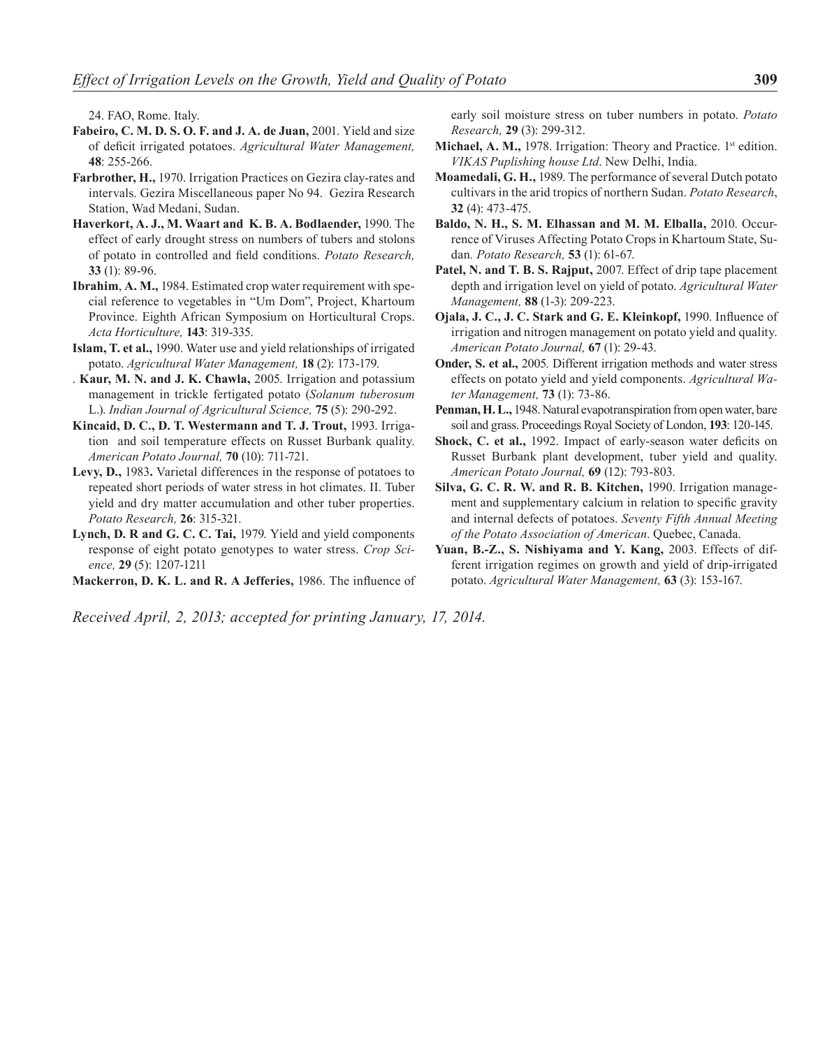24. FAO, Rome. Italy.

**Fabeiro, C. M. D. S. O. F. and J. A. de Juan,** 2001. Yield and size of deficit irrigated potatoes. *Agricultural Water Management,* **48**: 255-266.

**Farbrother, H.,** 1970. Irrigation Practices on Gezira clay-rates and intervals. Gezira Miscellaneous paper No 94. Gezira Research Station, Wad Medani, Sudan.

**Haverkort, A. J., M. Waart and K. B. A. Bodlaender,** 1990. The effect of early drought stress on numbers of tubers and stolons of potato in controlled and field conditions. *Potato Research,* **33** (1): 89-96.

**Ibrahim**, **A. M.,** 1984. Estimated crop water requirement with special reference to vegetables in "Um Dom", Project, Khartoum Province. Eighth African Symposium on Horticultural Crops. *Acta Horticulture,* **143**: 319-335.

**Islam, T. et al.,** 1990. Water use and yield relationships of irrigated potato. *Agricultural Water Management,* **18** (2): 173-179.

. **Kaur, M. N. and J. K. Chawla,** 2005. Irrigation and potassium management in trickle fertigated potato (*Solanum tuberosum* L.). *Indian Journal of Agricultural Science,* **75** (5): 290-292.

**Kincaid, D. C., D. T. Westermann and T. J. Trout,** 1993. Irrigation and soil temperature effects on Russet Burbank quality. *American Potato Journal,* **70** (10): 711-721.

**Levy, D.,** 1983**.** Varietal differences in the response of potatoes to repeated short periods of water stress in hot climates. II. Tuber yield and dry matter accumulation and other tuber properties. *Potato Research,* **26**: 315-321.

**Lynch, D. R and G. C. C. Tai,** 1979. Yield and yield components response of eight potato genotypes to water stress. *Crop Science,* **29** (5): 1207-1211

**Mackerron, D. K. L. and R. A Jefferies,** 1986. The influence of early soil moisture stress on tuber numbers in potato. *Potato Research,* **29** (3): 299-312.

**Michael, A. M.,** 1978. Irrigation: Theory and Practice. 1st edition. *VIKAS Puplishing house Ltd*. New Delhi, India.

**Moamedali, G. H.,** 1989. The performance of several Dutch potato cultivars in the arid tropics of northern Sudan. *Potato Research*, **32** (4): 473-475.

**Baldo, N. H., S. M. Elhassan and M. M. Elballa,** 2010. Occurrence of Viruses Affecting Potato Crops in Khartoum State, Sudan. *Potato Research,* **53** (1): 61-67.

**Patel, N. and T. B. S. Rajput,** 2007. Effect of drip tape placement depth and irrigation level on yield of potato. *Agricultural Water Management,* **88** (1-3): 209-223.

**Ojala, J. C., J. C. Stark and G. E. Kleinkopf,** 1990. Influence of irrigation and nitrogen management on potato yield and quality. *American Potato Journal,* **67** (1): 29-43.

**Onder, S. et al.,** 2005. Different irrigation methods and water stress effects on potato yield and yield components. *Agricultural Water Management,* **73** (1): 73-86.

**Penman, H. L.,** 1948. Natural evapotranspiration from open water, bare soil and grass. Proceedings Royal Society of London, **193**: 120-145.

**Shock, C. et al.,** 1992. Impact of early-season water deficits on Russet Burbank plant development, tuber yield and quality. *American Potato Journal,* **69** (12): 793-803.

**Silva, G. C. R. W. and R. B. Kitchen,** 1990. Irrigation management and supplementary calcium in relation to specific gravity and internal defects of potatoes. *Seventy Fifth Annual Meeting of the Potato Association of American*. Quebec, Canada.

**Yuan, B.-Z., S. Nishiyama and Y. Kang,** 2003. Effects of different irrigation regimes on growth and yield of drip-irrigated potato. *Agricultural Water Management,* **63** (3): 153-167.

*Received April, 2, 2013; accepted for printing January, 17, 2014.*